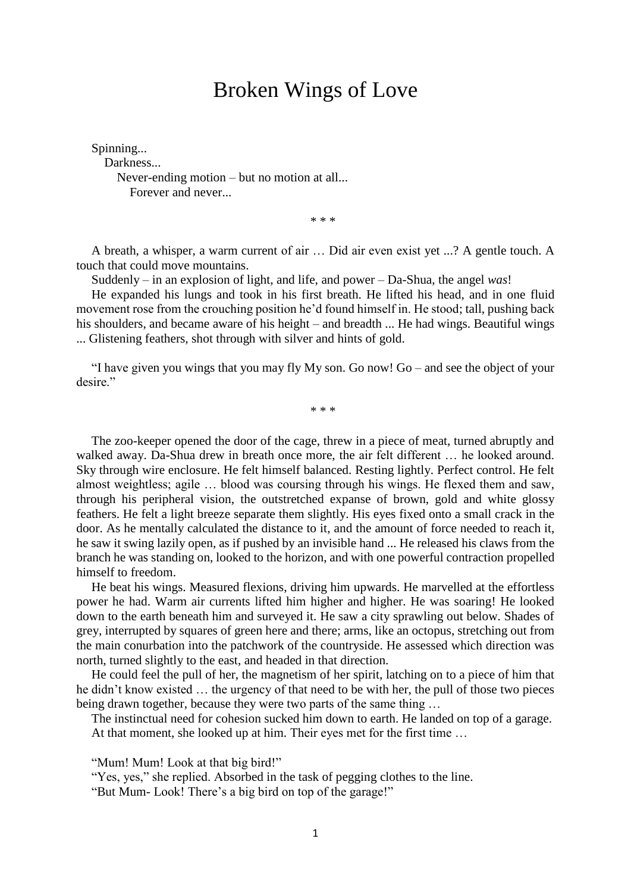# Broken Wings of Love

Spinning...
Darkness...
Never-ending motion – but no motion at all...
Forever and never...

\* \* \*

A breath, a whisper, a warm current of air … Did air even exist yet ...? A gentle touch. A touch that could move mountains.

Suddenly – in an explosion of light, and life, and power – Da-Shua, the angel *was*!

He expanded his lungs and took in his first breath. He lifted his head, and in one fluid movement rose from the crouching position he'd found himself in. He stood; tall, pushing back his shoulders, and became aware of his height – and breadth ... He had wings. Beautiful wings ... Glistening feathers, shot through with silver and hints of gold.

"I have given you wings that you may fly My son. Go now! Go – and see the object of your desire."

\* \* \*

The zoo-keeper opened the door of the cage, threw in a piece of meat, turned abruptly and walked away. Da-Shua drew in breath once more, the air felt different … he looked around. Sky through wire enclosure. He felt himself balanced. Resting lightly. Perfect control. He felt almost weightless; agile … blood was coursing through his wings. He flexed them and saw, through his peripheral vision, the outstretched expanse of brown, gold and white glossy feathers. He felt a light breeze separate them slightly. His eyes fixed onto a small crack in the door. As he mentally calculated the distance to it, and the amount of force needed to reach it, he saw it swing lazily open, as if pushed by an invisible hand ... He released his claws from the branch he was standing on, looked to the horizon, and with one powerful contraction propelled himself to freedom.

He beat his wings. Measured flexions, driving him upwards. He marvelled at the effortless power he had. Warm air currents lifted him higher and higher. He was soaring! He looked down to the earth beneath him and surveyed it. He saw a city sprawling out below. Shades of grey, interrupted by squares of green here and there; arms, like an octopus, stretching out from the main conurbation into the patchwork of the countryside. He assessed which direction was north, turned slightly to the east, and headed in that direction.

He could feel the pull of her, the magnetism of her spirit, latching on to a piece of him that he didn't know existed … the urgency of that need to be with her, the pull of those two pieces being drawn together, because they were two parts of the same thing …

The instinctual need for cohesion sucked him down to earth. He landed on top of a garage.

At that moment, she looked up at him. Their eyes met for the first time …

"Mum! Mum! Look at that big bird!"

"Yes, yes," she replied. Absorbed in the task of pegging clothes to the line.

"But Mum- Look! There's a big bird on top of the garage!"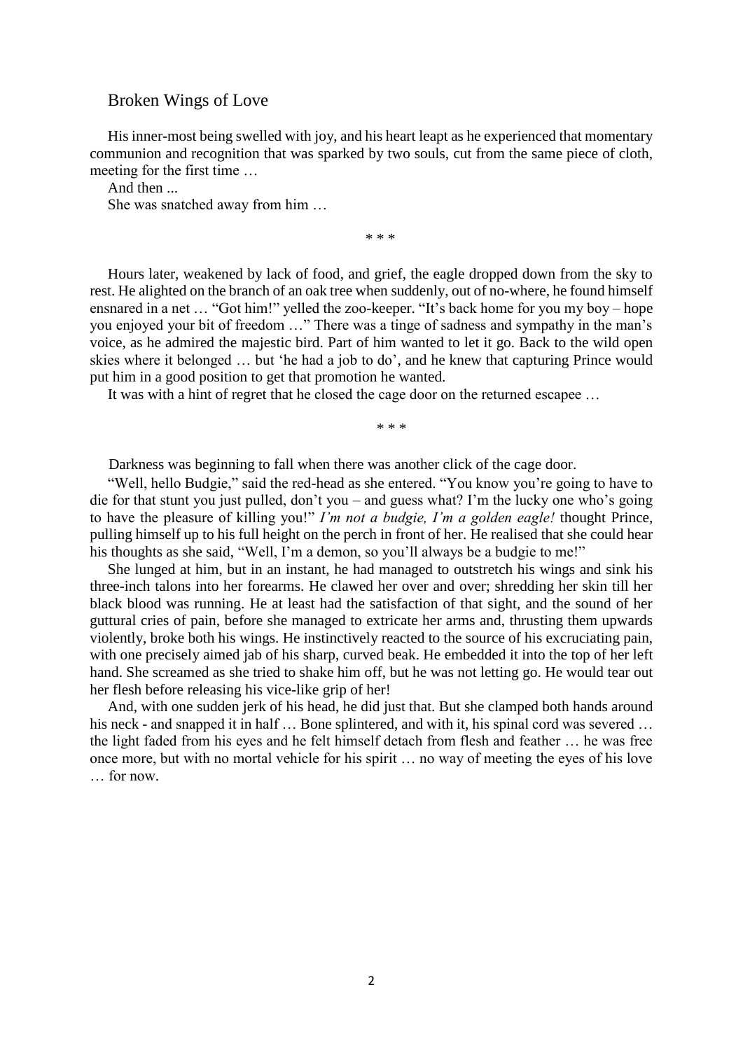# Broken Wings of Love

His inner-most being swelled with joy, and his heart leapt as he experienced that momentary communion and recognition that was sparked by two souls, cut from the same piece of cloth, meeting for the first time …

And then ...

She was snatched away from him …

\* \* \*

Hours later, weakened by lack of food, and grief, the eagle dropped down from the sky to rest. He alighted on the branch of an oak tree when suddenly, out of no-where, he found himself ensnared in a net … "Got him!" yelled the zoo-keeper. "It's back home for you my boy – hope you enjoyed your bit of freedom …" There was a tinge of sadness and sympathy in the man's voice, as he admired the majestic bird. Part of him wanted to let it go. Back to the wild open skies where it belonged … but 'he had a job to do', and he knew that capturing Prince would put him in a good position to get that promotion he wanted.

It was with a hint of regret that he closed the cage door on the returned escapee …

\* \* \*

Darkness was beginning to fall when there was another click of the cage door.

"Well, hello Budgie," said the red-head as she entered. "You know you're going to have to die for that stunt you just pulled, don't you – and guess what? I'm the lucky one who's going to have the pleasure of killing you!" *I'm not a budgie, I'm a golden eagle!* thought Prince, pulling himself up to his full height on the perch in front of her. He realised that she could hear his thoughts as she said, "Well, I'm a demon, so you'll always be a budgie to me!"

She lunged at him, but in an instant, he had managed to outstretch his wings and sink his three-inch talons into her forearms. He clawed her over and over; shredding her skin till her black blood was running. He at least had the satisfaction of that sight, and the sound of her guttural cries of pain, before she managed to extricate her arms and, thrusting them upwards violently, broke both his wings. He instinctively reacted to the source of his excruciating pain, with one precisely aimed jab of his sharp, curved beak. He embedded it into the top of her left hand. She screamed as she tried to shake him off, but he was not letting go. He would tear out her flesh before releasing his vice-like grip of her!

And, with one sudden jerk of his head, he did just that. But she clamped both hands around his neck - and snapped it in half … Bone splintered, and with it, his spinal cord was severed … the light faded from his eyes and he felt himself detach from flesh and feather … he was free once more, but with no mortal vehicle for his spirit … no way of meeting the eyes of his love … for now.